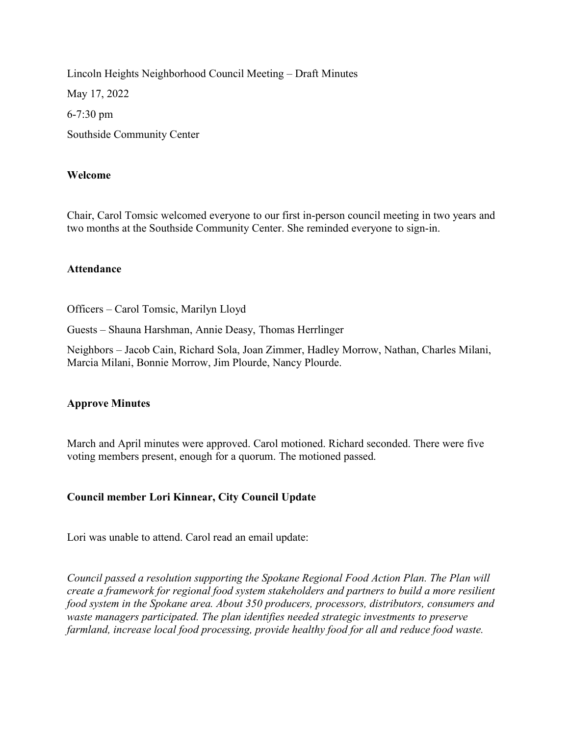Lincoln Heights Neighborhood Council Meeting – Draft Minutes

May 17, 2022

6-7:30 pm

Southside Community Center

**Welcome**

Chair, Carol Tomsic welcomed everyone to our first in-person council meeting in two years and two months at the Southside Community Center. She reminded everyone to sign-in.

**Attendance**

Officers – Carol Tomsic, Marilyn Lloyd

Guests – Shauna Harshman, Annie Deasy, Thomas Herrlinger

Neighbors – Jacob Cain, Richard Sola, Joan Zimmer, Hadley Morrow, Nathan, Charles Milani, Marcia Milani, Bonnie Morrow, Jim Plourde, Nancy Plourde.

**Approve Minutes**

March and April minutes were approved. Carol motioned. Richard seconded. There were five voting members present, enough for a quorum. The motioned passed.

**Council member Lori Kinnear, City Council Update**

Lori was unable to attend. Carol read an email update:

*Council passed a resolution supporting the Spokane Regional Food Action Plan. The Plan will create a framework for regional food system stakeholders and partners to build a more resilient food system in the Spokane area. About 350 producers, processors, distributors, consumers and waste managers participated. The plan identifies needed strategic investments to preserve farmland, increase local food processing, provide healthy food for all and reduce food waste.*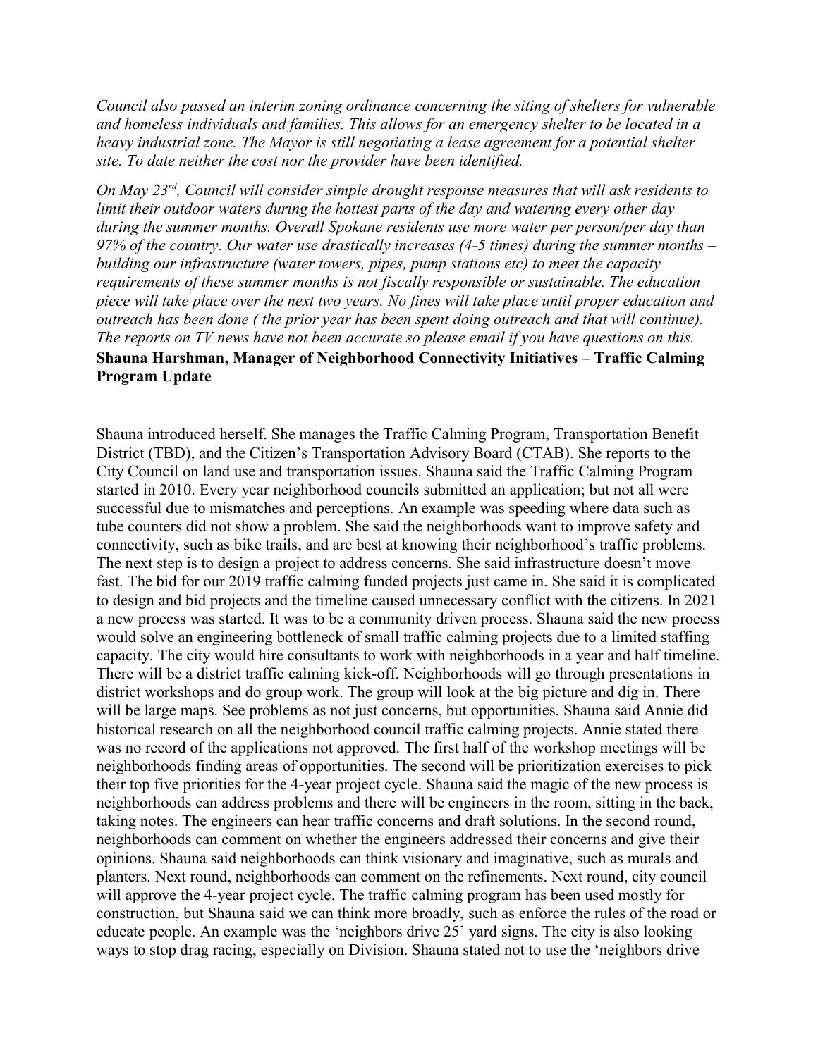*Council also passed an interim zoning ordinance concerning the siting of shelters for vulnerable and homeless individuals and families. This allows for an emergency shelter to be located in a heavy industrial zone. The Mayor is still negotiating a lease agreement for a potential shelter site. To date neither the cost nor the provider have been identified.*

*On May 23rd, Council will consider simple drought response measures that will ask residents to limit their outdoor waters during the hottest parts of the day and watering every other day during the summer months. Overall Spokane residents use more water per person/per day than 97% of the country. Our water use drastically increases (4-5 times) during the summer months – building our infrastructure (water towers, pipes, pump stations etc) to meet the capacity requirements of these summer months is not fiscally responsible or sustainable. The education piece will take place over the next two years. No fines will take place until proper education and outreach has been done ( the prior year has been spent doing outreach and that will continue). The reports on TV news have not been accurate so please email if you have questions on this.*

**Shauna Harshman, Manager of Neighborhood Connectivity Initiatives – Traffic Calming Program Update**

Shauna introduced herself. She manages the Traffic Calming Program, Transportation Benefit District (TBD), and the Citizen's Transportation Advisory Board (CTAB). She reports to the City Council on land use and transportation issues. Shauna said the Traffic Calming Program started in 2010. Every year neighborhood councils submitted an application; but not all were successful due to mismatches and perceptions. An example was speeding where data such as tube counters did not show a problem. She said the neighborhoods want to improve safety and connectivity, such as bike trails, and are best at knowing their neighborhood's traffic problems. The next step is to design a project to address concerns. She said infrastructure doesn't move fast. The bid for our 2019 traffic calming funded projects just came in. She said it is complicated to design and bid projects and the timeline caused unnecessary conflict with the citizens. In 2021 a new process was started. It was to be a community driven process. Shauna said the new process would solve an engineering bottleneck of small traffic calming projects due to a limited staffing capacity. The city would hire consultants to work with neighborhoods in a year and half timeline. There will be a district traffic calming kick-off. Neighborhoods will go through presentations in district workshops and do group work. The group will look at the big picture and dig in. There will be large maps. See problems as not just concerns, but opportunities. Shauna said Annie did historical research on all the neighborhood council traffic calming projects. Annie stated there was no record of the applications not approved. The first half of the workshop meetings will be neighborhoods finding areas of opportunities. The second will be prioritization exercises to pick their top five priorities for the 4-year project cycle. Shauna said the magic of the new process is neighborhoods can address problems and there will be engineers in the room, sitting in the back, taking notes. The engineers can hear traffic concerns and draft solutions. In the second round, neighborhoods can comment on whether the engineers addressed their concerns and give their opinions. Shauna said neighborhoods can think visionary and imaginative, such as murals and planters. Next round, neighborhoods can comment on the refinements. Next round, city council will approve the 4-year project cycle. The traffic calming program has been used mostly for construction, but Shauna said we can think more broadly, such as enforce the rules of the road or educate people. An example was the 'neighbors drive 25' yard signs. The city is also looking ways to stop drag racing, especially on Division. Shauna stated not to use the 'neighbors drive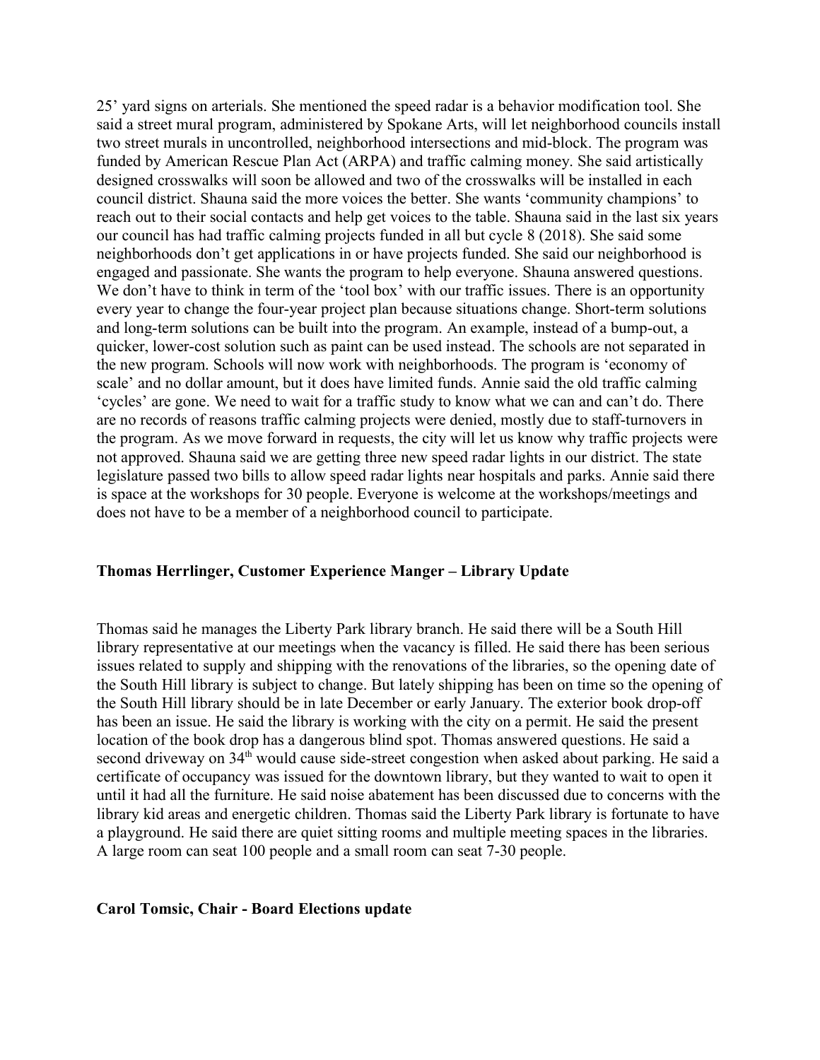25' yard signs on arterials. She mentioned the speed radar is a behavior modification tool. She said a street mural program, administered by Spokane Arts, will let neighborhood councils install two street murals in uncontrolled, neighborhood intersections and mid-block. The program was funded by American Rescue Plan Act (ARPA) and traffic calming money. She said artistically designed crosswalks will soon be allowed and two of the crosswalks will be installed in each council district. Shauna said the more voices the better. She wants 'community champions' to reach out to their social contacts and help get voices to the table. Shauna said in the last six years our council has had traffic calming projects funded in all but cycle 8 (2018). She said some neighborhoods don't get applications in or have projects funded. She said our neighborhood is engaged and passionate. She wants the program to help everyone. Shauna answered questions. We don't have to think in term of the 'tool box' with our traffic issues. There is an opportunity every year to change the four-year project plan because situations change. Short-term solutions and long-term solutions can be built into the program. An example, instead of a bump-out, a quicker, lower-cost solution such as paint can be used instead. The schools are not separated in the new program. Schools will now work with neighborhoods. The program is 'economy of scale' and no dollar amount, but it does have limited funds. Annie said the old traffic calming 'cycles' are gone. We need to wait for a traffic study to know what we can and can't do. There are no records of reasons traffic calming projects were denied, mostly due to staff-turnovers in the program. As we move forward in requests, the city will let us know why traffic projects were not approved. Shauna said we are getting three new speed radar lights in our district. The state legislature passed two bills to allow speed radar lights near hospitals and parks. Annie said there is space at the workshops for 30 people. Everyone is welcome at the workshops/meetings and does not have to be a member of a neighborhood council to participate.

**Thomas Herrlinger, Customer Experience Manger – Library Update**

Thomas said he manages the Liberty Park library branch. He said there will be a South Hill library representative at our meetings when the vacancy is filled. He said there has been serious issues related to supply and shipping with the renovations of the libraries, so the opening date of the South Hill library is subject to change. But lately shipping has been on time so the opening of the South Hill library should be in late December or early January. The exterior book drop-off has been an issue. He said the library is working with the city on a permit. He said the present location of the book drop has a dangerous blind spot. Thomas answered questions. He said a second driveway on 34th would cause side-street congestion when asked about parking. He said a certificate of occupancy was issued for the downtown library, but they wanted to wait to open it until it had all the furniture. He said noise abatement has been discussed due to concerns with the library kid areas and energetic children. Thomas said the Liberty Park library is fortunate to have a playground. He said there are quiet sitting rooms and multiple meeting spaces in the libraries. A large room can seat 100 people and a small room can seat 7-30 people.

**Carol Tomsic, Chair - Board Elections update**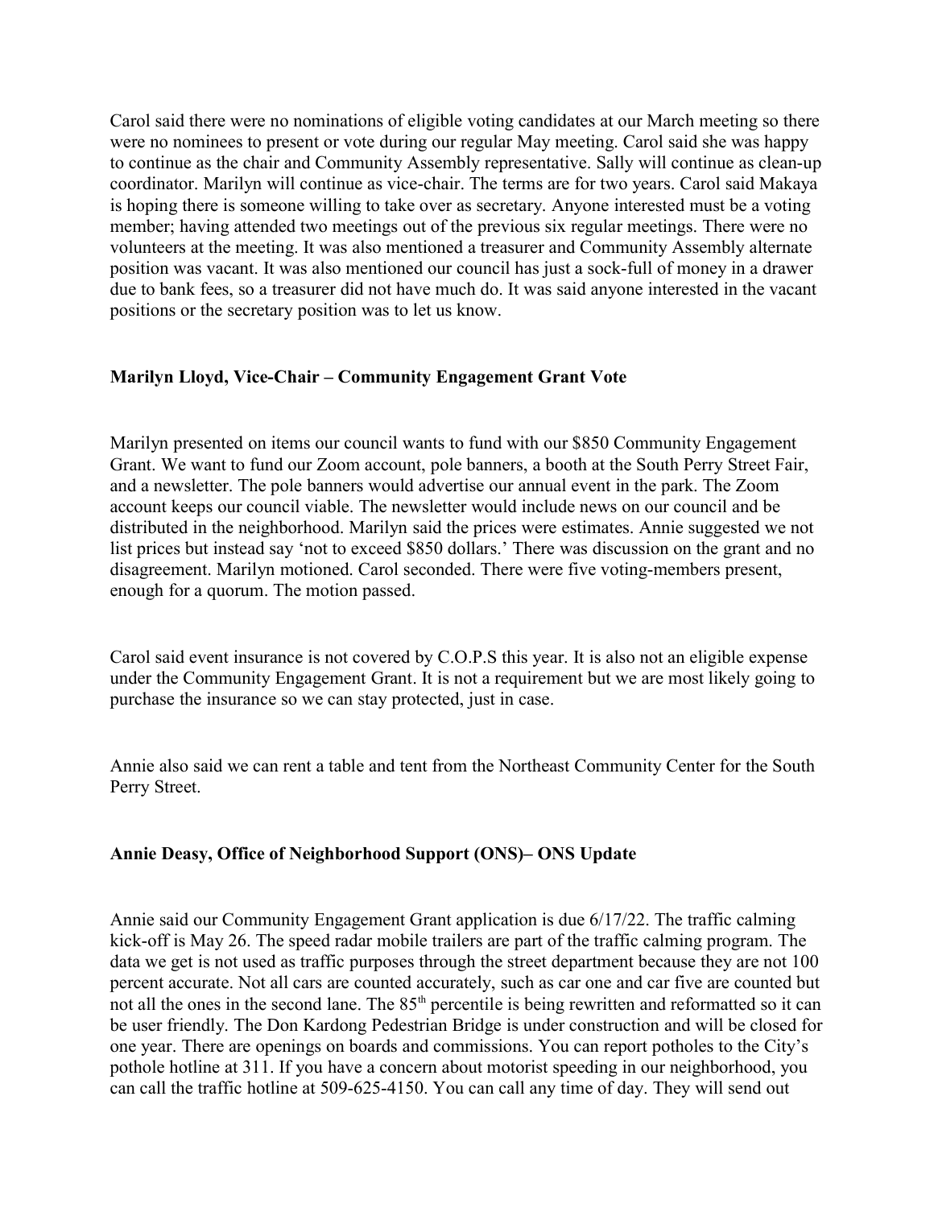Carol said there were no nominations of eligible voting candidates at our March meeting so there were no nominees to present or vote during our regular May meeting. Carol said she was happy to continue as the chair and Community Assembly representative. Sally will continue as clean-up coordinator. Marilyn will continue as vice-chair. The terms are for two years. Carol said Makaya is hoping there is someone willing to take over as secretary. Anyone interested must be a voting member; having attended two meetings out of the previous six regular meetings. There were no volunteers at the meeting. It was also mentioned a treasurer and Community Assembly alternate position was vacant. It was also mentioned our council has just a sock-full of money in a drawer due to bank fees, so a treasurer did not have much do. It was said anyone interested in the vacant positions or the secretary position was to let us know.

**Marilyn Lloyd, Vice-Chair – Community Engagement Grant Vote**

Marilyn presented on items our council wants to fund with our $850 Community Engagement Grant. We want to fund our Zoom account, pole banners, a booth at the South Perry Street Fair, and a newsletter. The pole banners would advertise our annual event in the park. The Zoom account keeps our council viable. The newsletter would include news on our council and be distributed in the neighborhood. Marilyn said the prices were estimates. Annie suggested we not list prices but instead say 'not to exceed $850 dollars.' There was discussion on the grant and no disagreement. Marilyn motioned. Carol seconded. There were five voting-members present, enough for a quorum. The motion passed.

Carol said event insurance is not covered by C.O.P.S this year. It is also not an eligible expense under the Community Engagement Grant. It is not a requirement but we are most likely going to purchase the insurance so we can stay protected, just in case.

Annie also said we can rent a table and tent from the Northeast Community Center for the South Perry Street.

**Annie Deasy, Office of Neighborhood Support (ONS)– ONS Update**

Annie said our Community Engagement Grant application is due 6/17/22. The traffic calming kick-off is May 26. The speed radar mobile trailers are part of the traffic calming program. The data we get is not used as traffic purposes through the street department because they are not 100 percent accurate. Not all cars are counted accurately, such as car one and car five are counted but not all the ones in the second lane. The 85th percentile is being rewritten and reformatted so it can be user friendly. The Don Kardong Pedestrian Bridge is under construction and will be closed for one year. There are openings on boards and commissions. You can report potholes to the City's pothole hotline at 311. If you have a concern about motorist speeding in our neighborhood, you can call the traffic hotline at 509-625-4150. You can call any time of day. They will send out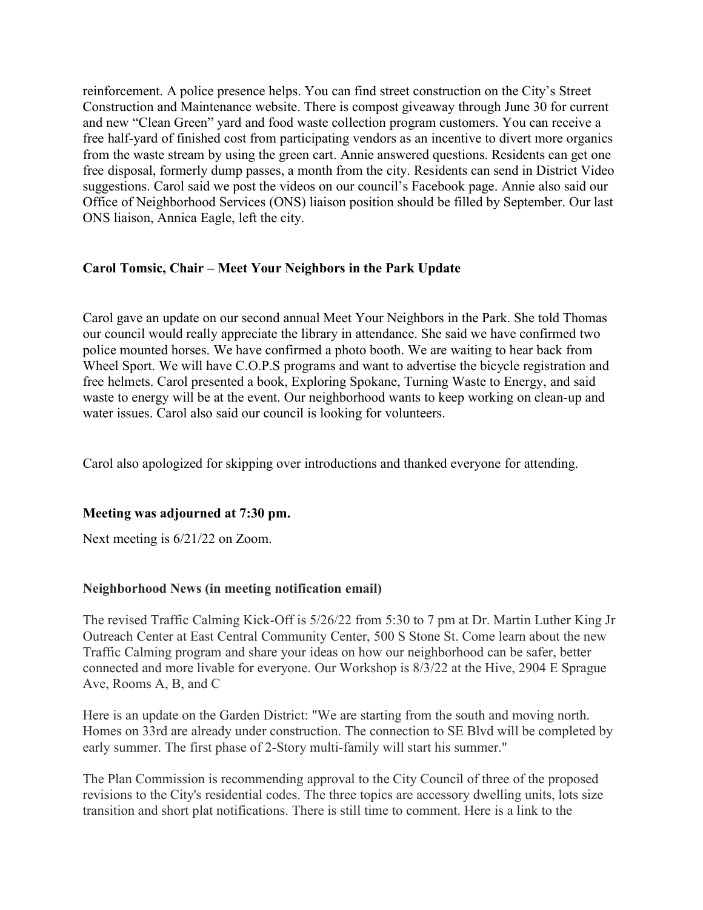reinforcement. A police presence helps. You can find street construction on the City's Street Construction and Maintenance website. There is compost giveaway through June 30 for current and new "Clean Green" yard and food waste collection program customers. You can receive a free half-yard of finished cost from participating vendors as an incentive to divert more organics from the waste stream by using the green cart. Annie answered questions. Residents can get one free disposal, formerly dump passes, a month from the city. Residents can send in District Video suggestions. Carol said we post the videos on our council's Facebook page. Annie also said our Office of Neighborhood Services (ONS) liaison position should be filled by September. Our last ONS liaison, Annica Eagle, left the city.

**Carol Tomsic, Chair – Meet Your Neighbors in the Park Update**

Carol gave an update on our second annual Meet Your Neighbors in the Park. She told Thomas our council would really appreciate the library in attendance. She said we have confirmed two police mounted horses. We have confirmed a photo booth. We are waiting to hear back from Wheel Sport. We will have C.O.P.S programs and want to advertise the bicycle registration and free helmets. Carol presented a book, Exploring Spokane, Turning Waste to Energy, and said waste to energy will be at the event. Our neighborhood wants to keep working on clean-up and water issues. Carol also said our council is looking for volunteers.

Carol also apologized for skipping over introductions and thanked everyone for attending.

**Meeting was adjourned at 7:30 pm.**

Next meeting is 6/21/22 on Zoom.

**Neighborhood News (in meeting notification email)**

The revised Traffic Calming Kick-Off is 5/26/22 from 5:30 to 7 pm at Dr. Martin Luther King Jr Outreach Center at East Central Community Center, 500 S Stone St. Come learn about the new Traffic Calming program and share your ideas on how our neighborhood can be safer, better connected and more livable for everyone. Our Workshop is 8/3/22 at the Hive, 2904 E Sprague Ave, Rooms A, B, and C

Here is an update on the Garden District: "We are starting from the south and moving north. Homes on 33rd are already under construction. The connection to SE Blvd will be completed by early summer. The first phase of 2-Story multi-family will start his summer."

The Plan Commission is recommending approval to the City Council of three of the proposed revisions to the City's residential codes. The three topics are accessory dwelling units, lots size transition and short plat notifications. There is still time to comment. Here is a link to the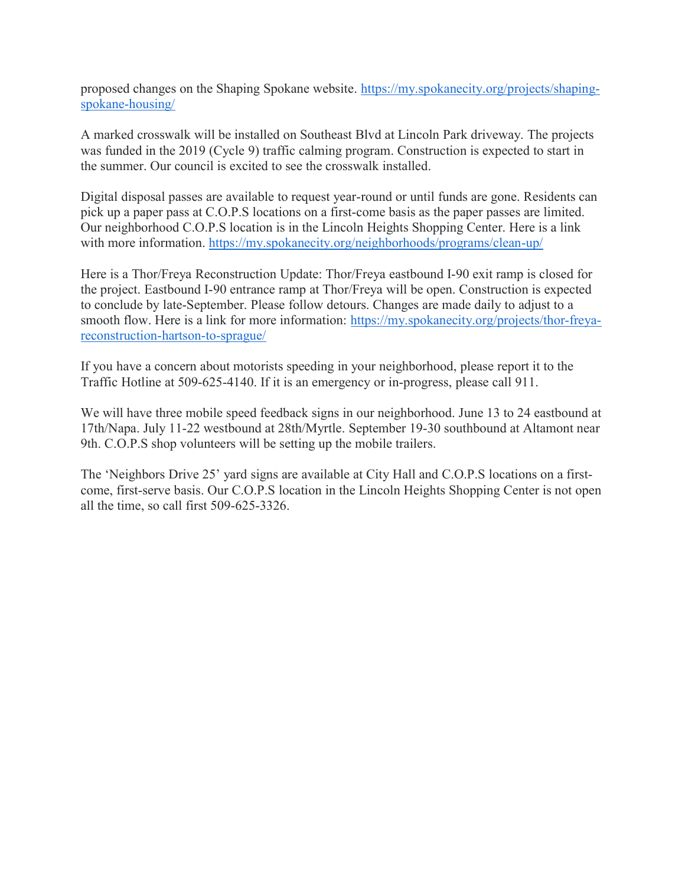proposed changes on the Shaping Spokane website. https://my.spokanecity.org/projects/shaping-spokane-housing/

A marked crosswalk will be installed on Southeast Blvd at Lincoln Park driveway. The projects was funded in the 2019 (Cycle 9) traffic calming program. Construction is expected to start in the summer. Our council is excited to see the crosswalk installed.

Digital disposal passes are available to request year-round or until funds are gone. Residents can pick up a paper pass at C.O.P.S locations on a first-come basis as the paper passes are limited. Our neighborhood C.O.P.S location is in the Lincoln Heights Shopping Center. Here is a link with more information. https://my.spokanecity.org/neighborhoods/programs/clean-up/

Here is a Thor/Freya Reconstruction Update: Thor/Freya eastbound I-90 exit ramp is closed for the project. Eastbound I-90 entrance ramp at Thor/Freya will be open. Construction is expected to conclude by late-September. Please follow detours. Changes are made daily to adjust to a smooth flow. Here is a link for more information: https://my.spokanecity.org/projects/thor-freya-reconstruction-hartson-to-sprague/

If you have a concern about motorists speeding in your neighborhood, please report it to the Traffic Hotline at 509-625-4140. If it is an emergency or in-progress, please call 911.

We will have three mobile speed feedback signs in our neighborhood. June 13 to 24 eastbound at 17th/Napa. July 11-22 westbound at 28th/Myrtle. September 19-30 southbound at Altamont near 9th. C.O.P.S shop volunteers will be setting up the mobile trailers.

The 'Neighbors Drive 25' yard signs are available at City Hall and C.O.P.S locations on a first-come, first-serve basis. Our C.O.P.S location in the Lincoln Heights Shopping Center is not open all the time, so call first 509-625-3326.